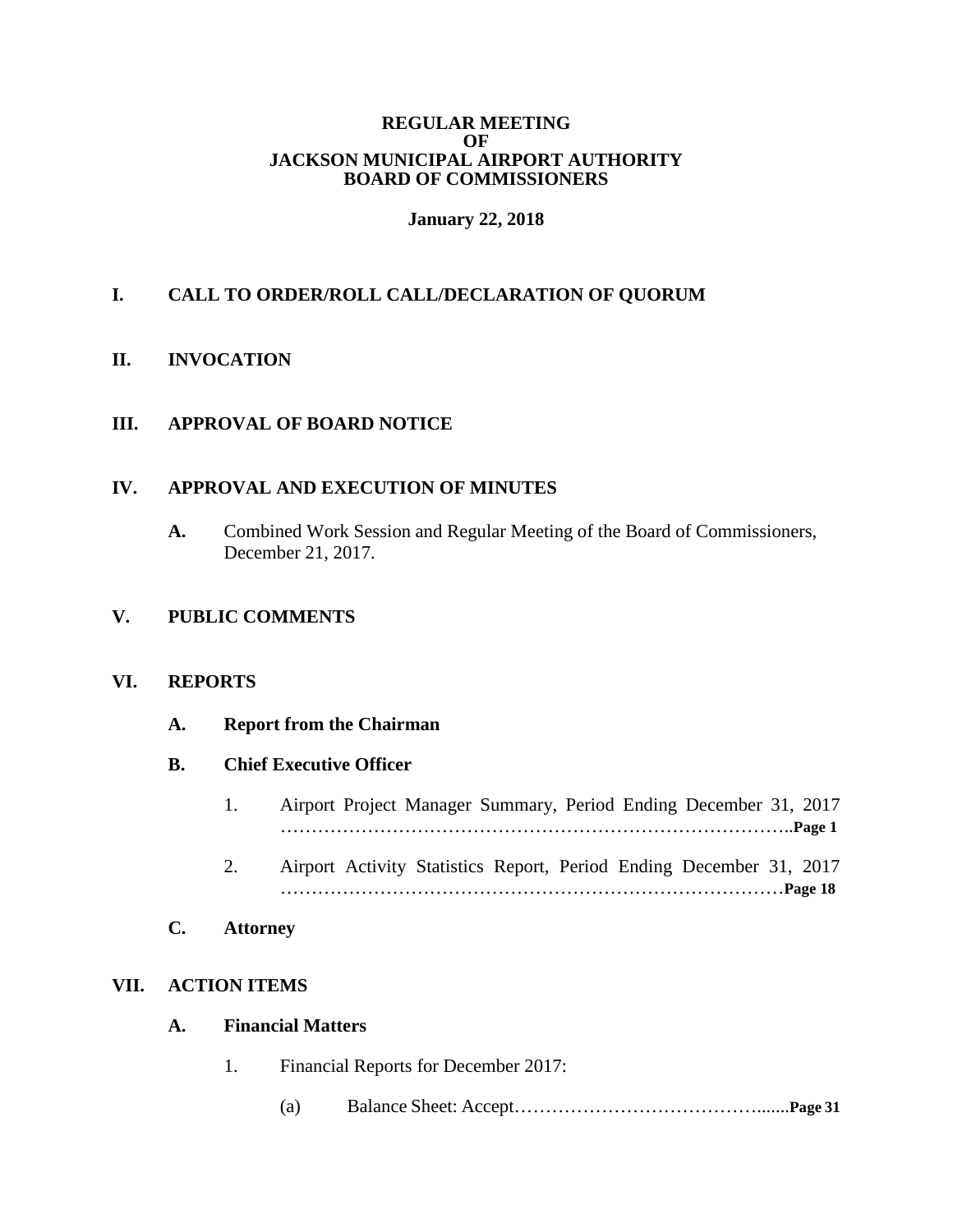**REGULAR MEETING**
**OF**
**JACKSON MUNICIPAL AIRPORT AUTHORITY**
**BOARD OF COMMISSIONERS**

**January 22, 2018**

## I. CALL TO ORDER/ROLL CALL/DECLARATION OF QUORUM

## II. INVOCATION

## III. APPROVAL OF BOARD NOTICE

## IV. APPROVAL AND EXECUTION OF MINUTES

**A.** Combined Work Session and Regular Meeting of the Board of Commissioners, December 21, 2017.

## V. PUBLIC COMMENTS

## VI. REPORTS

**A. Report from the Chairman**

**B. Chief Executive Officer**

1. Airport Project Manager Summary, Period Ending December 31, 2017 ………………………………………………………………………..**Page 1**

2. Airport Activity Statistics Report, Period Ending December 31, 2017 ………………………………………………………………………**Page 18**

**C. Attorney**

## VII. ACTION ITEMS

**A. Financial Matters**

1. Financial Reports for December 2017:

   (a) Balance Sheet: Accept……………………………………......**Page 31**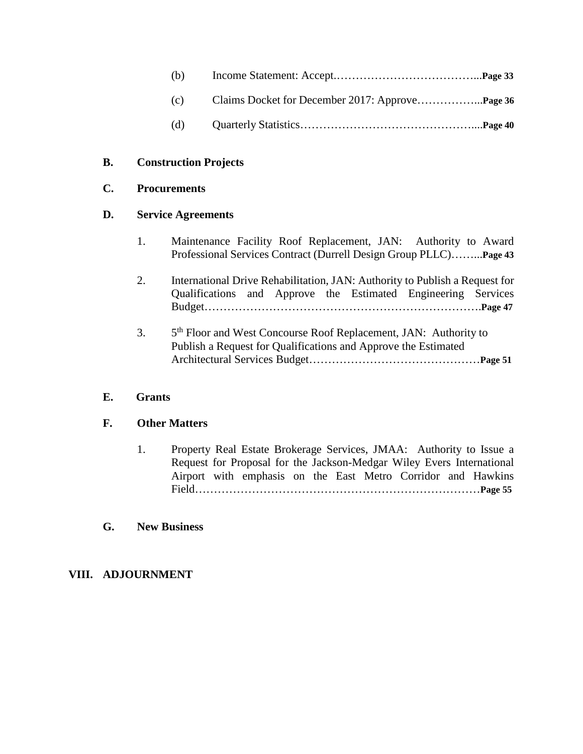(b) Income Statement: Accept.…………………………………...**Page 33**

(c) Claims Docket for December 2017: Approve……………...**Page 36**

(d) Quarterly Statistics……………………………………….**...Page 40**

**B. Construction Projects**

**C. Procurements**

**D. Service Agreements**

1. Maintenance Facility Roof Replacement, JAN: Authority to Award Professional Services Contract (Durrell Design Group PLLC)……...**Page 43**

2. International Drive Rehabilitation, JAN: Authority to Publish a Request for Qualifications and Approve the Estimated Engineering Services Budget…………………………………………………………….**Page 47**

3. 5th Floor and West Concourse Roof Replacement, JAN: Authority to Publish a Request for Qualifications and Approve the Estimated Architectural Services Budget………………………………………**Page 51**

**E. Grants**

**F. Other Matters**

1. Property Real Estate Brokerage Services, JMAA: Authority to Issue a Request for Proposal for the Jackson-Medgar Wiley Evers International Airport with emphasis on the East Metro Corridor and Hawkins Field……………………………………………………………………**Page 55**

**G. New Business**

**VIII. ADJOURNMENT**